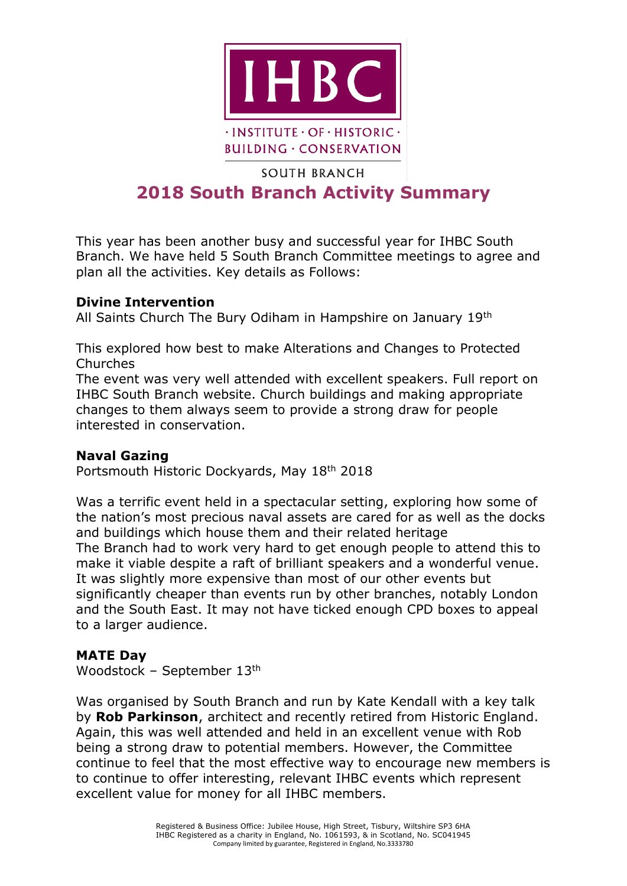IHBC

· INSTITUTE · OF · HISTORIC · BUILDING · CONSERVATION

SOUTH BRANCH

# 2018 South Branch Activity Summary

This year has been another busy and successful year for IHBC South Branch. We have held 5 South Branch Committee meetings to agree and plan all the activities. Key details as Follows:

### Divine Intervention

All Saints Church The Bury Odiham in Hampshire on January 19th

This explored how best to make Alterations and Changes to Protected Churches
The event was very well attended with excellent speakers. Full report on IHBC South Branch website. Church buildings and making appropriate changes to them always seem to provide a strong draw for people interested in conservation.

### Naval Gazing

Portsmouth Historic Dockyards, May 18th 2018

Was a terrific event held in a spectacular setting, exploring how some of the nation's most precious naval assets are cared for as well as the docks and buildings which house them and their related heritage
The Branch had to work very hard to get enough people to attend this to make it viable despite a raft of brilliant speakers and a wonderful venue. It was slightly more expensive than most of our other events but significantly cheaper than events run by other branches, notably London and the South East. It may not have ticked enough CPD boxes to appeal to a larger audience.

### MATE Day

Woodstock – September 13th

Was organised by South Branch and run by Kate Kendall with a key talk by **Rob Parkinson**, architect and recently retired from Historic England. Again, this was well attended and held in an excellent venue with Rob being a strong draw to potential members. However, the Committee continue to feel that the most effective way to encourage new members is to continue to offer interesting, relevant IHBC events which represent excellent value for money for all IHBC members.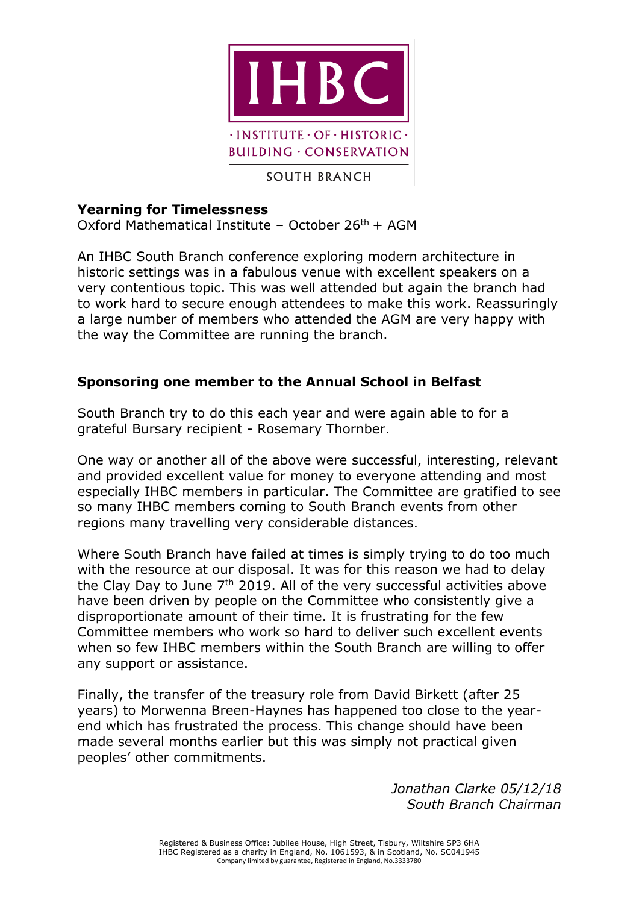IHBC

· INSTITUTE · OF · HISTORIC · BUILDING · CONSERVATION

SOUTH BRANCH

**Yearning for Timelessness**
Oxford Mathematical Institute – October 26th + AGM

An IHBC South Branch conference exploring modern architecture in historic settings was in a fabulous venue with excellent speakers on a very contentious topic. This was well attended but again the branch had to work hard to secure enough attendees to make this work. Reassuringly a large number of members who attended the AGM are very happy with the way the Committee are running the branch.

**Sponsoring one member to the Annual School in Belfast**

South Branch try to do this each year and were again able to for a grateful Bursary recipient - Rosemary Thornber.

One way or another all of the above were successful, interesting, relevant and provided excellent value for money to everyone attending and most especially IHBC members in particular. The Committee are gratified to see so many IHBC members coming to South Branch events from other regions many travelling very considerable distances.

Where South Branch have failed at times is simply trying to do too much with the resource at our disposal. It was for this reason we had to delay the Clay Day to June 7th 2019. All of the very successful activities above have been driven by people on the Committee who consistently give a disproportionate amount of their time. It is frustrating for the few Committee members who work so hard to deliver such excellent events when so few IHBC members within the South Branch are willing to offer any support or assistance.

Finally, the transfer of the treasury role from David Birkett (after 25 years) to Morwenna Breen-Haynes has happened too close to the year-end which has frustrated the process. This change should have been made several months earlier but this was simply not practical given peoples' other commitments.

*Jonathan Clarke 05/12/18*
*South Branch Chairman*

Registered & Business Office: Jubilee House, High Street, Tisbury, Wiltshire SP3 6HA
IHBC Registered as a charity in England, No. 1061593, & in Scotland, No. SC041945
Company limited by guarantee, Registered in England, No.3333780